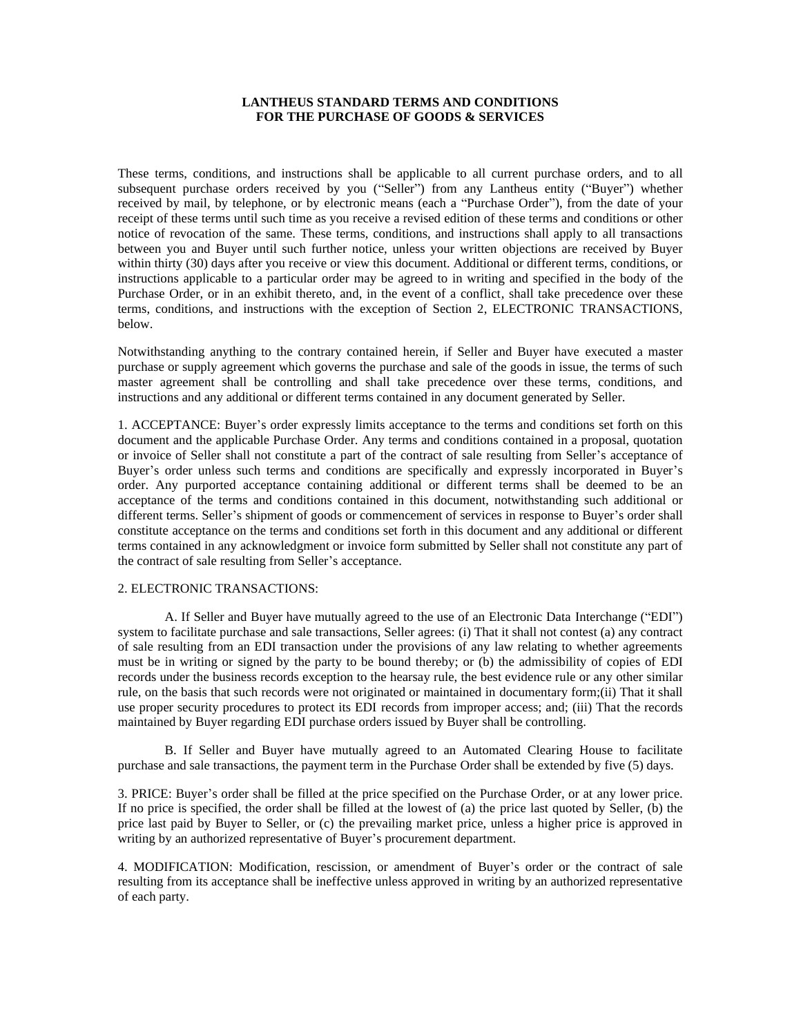# LANTHEUS STANDARD TERMS AND CONDITIONS FOR THE PURCHASE OF GOODS & SERVICES

These terms, conditions, and instructions shall be applicable to all current purchase orders, and to all subsequent purchase orders received by you ("Seller") from any Lantheus entity ("Buyer") whether received by mail, by telephone, or by electronic means (each a "Purchase Order"), from the date of your receipt of these terms until such time as you receive a revised edition of these terms and conditions or other notice of revocation of the same. These terms, conditions, and instructions shall apply to all transactions between you and Buyer until such further notice, unless your written objections are received by Buyer within thirty (30) days after you receive or view this document. Additional or different terms, conditions, or instructions applicable to a particular order may be agreed to in writing and specified in the body of the Purchase Order, or in an exhibit thereto, and, in the event of a conflict, shall take precedence over these terms, conditions, and instructions with the exception of Section 2, ELECTRONIC TRANSACTIONS, below.

Notwithstanding anything to the contrary contained herein, if Seller and Buyer have executed a master purchase or supply agreement which governs the purchase and sale of the goods in issue, the terms of such master agreement shall be controlling and shall take precedence over these terms, conditions, and instructions and any additional or different terms contained in any document generated by Seller.

1. ACCEPTANCE: Buyer's order expressly limits acceptance to the terms and conditions set forth on this document and the applicable Purchase Order. Any terms and conditions contained in a proposal, quotation or invoice of Seller shall not constitute a part of the contract of sale resulting from Seller's acceptance of Buyer's order unless such terms and conditions are specifically and expressly incorporated in Buyer's order. Any purported acceptance containing additional or different terms shall be deemed to be an acceptance of the terms and conditions contained in this document, notwithstanding such additional or different terms. Seller's shipment of goods or commencement of services in response to Buyer's order shall constitute acceptance on the terms and conditions set forth in this document and any additional or different terms contained in any acknowledgment or invoice form submitted by Seller shall not constitute any part of the contract of sale resulting from Seller's acceptance.

2. ELECTRONIC TRANSACTIONS:

A. If Seller and Buyer have mutually agreed to the use of an Electronic Data Interchange ("EDI") system to facilitate purchase and sale transactions, Seller agrees: (i) That it shall not contest (a) any contract of sale resulting from an EDI transaction under the provisions of any law relating to whether agreements must be in writing or signed by the party to be bound thereby; or (b) the admissibility of copies of EDI records under the business records exception to the hearsay rule, the best evidence rule or any other similar rule, on the basis that such records were not originated or maintained in documentary form;(ii) That it shall use proper security procedures to protect its EDI records from improper access; and; (iii) That the records maintained by Buyer regarding EDI purchase orders issued by Buyer shall be controlling.

B. If Seller and Buyer have mutually agreed to an Automated Clearing House to facilitate purchase and sale transactions, the payment term in the Purchase Order shall be extended by five (5) days.

3. PRICE: Buyer's order shall be filled at the price specified on the Purchase Order, or at any lower price. If no price is specified, the order shall be filled at the lowest of (a) the price last quoted by Seller, (b) the price last paid by Buyer to Seller, or (c) the prevailing market price, unless a higher price is approved in writing by an authorized representative of Buyer's procurement department.

4. MODIFICATION: Modification, rescission, or amendment of Buyer's order or the contract of sale resulting from its acceptance shall be ineffective unless approved in writing by an authorized representative of each party.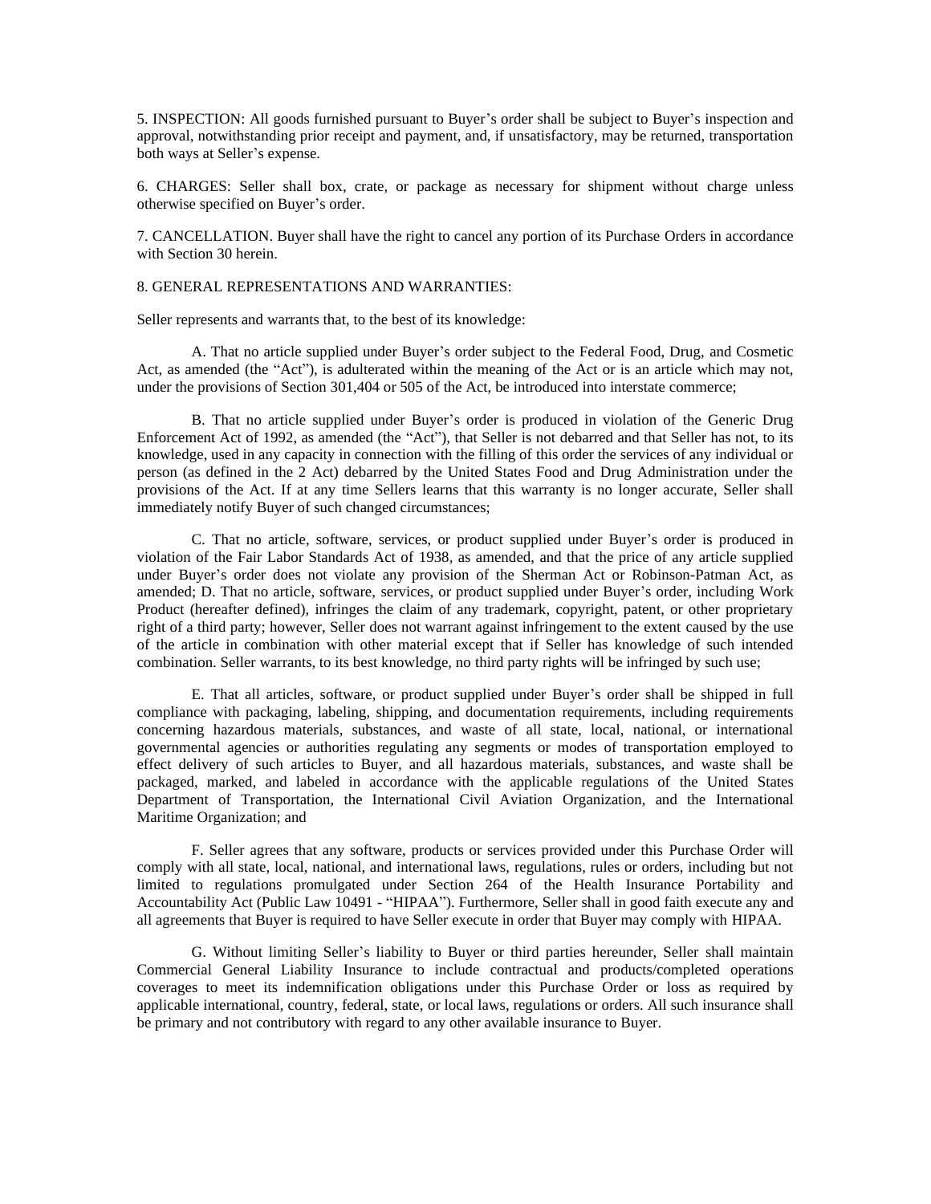5. INSPECTION: All goods furnished pursuant to Buyer's order shall be subject to Buyer's inspection and approval, notwithstanding prior receipt and payment, and, if unsatisfactory, may be returned, transportation both ways at Seller's expense.

6. CHARGES: Seller shall box, crate, or package as necessary for shipment without charge unless otherwise specified on Buyer's order.

7. CANCELLATION. Buyer shall have the right to cancel any portion of its Purchase Orders in accordance with Section 30 herein.

8. GENERAL REPRESENTATIONS AND WARRANTIES:

Seller represents and warrants that, to the best of its knowledge:

A. That no article supplied under Buyer's order subject to the Federal Food, Drug, and Cosmetic Act, as amended (the "Act"), is adulterated within the meaning of the Act or is an article which may not, under the provisions of Section 301,404 or 505 of the Act, be introduced into interstate commerce;

B. That no article supplied under Buyer's order is produced in violation of the Generic Drug Enforcement Act of 1992, as amended (the "Act"), that Seller is not debarred and that Seller has not, to its knowledge, used in any capacity in connection with the filling of this order the services of any individual or person (as defined in the 2 Act) debarred by the United States Food and Drug Administration under the provisions of the Act. If at any time Sellers learns that this warranty is no longer accurate, Seller shall immediately notify Buyer of such changed circumstances;

C. That no article, software, services, or product supplied under Buyer's order is produced in violation of the Fair Labor Standards Act of 1938, as amended, and that the price of any article supplied under Buyer's order does not violate any provision of the Sherman Act or Robinson-Patman Act, as amended; D. That no article, software, services, or product supplied under Buyer's order, including Work Product (hereafter defined), infringes the claim of any trademark, copyright, patent, or other proprietary right of a third party; however, Seller does not warrant against infringement to the extent caused by the use of the article in combination with other material except that if Seller has knowledge of such intended combination. Seller warrants, to its best knowledge, no third party rights will be infringed by such use;

E. That all articles, software, or product supplied under Buyer's order shall be shipped in full compliance with packaging, labeling, shipping, and documentation requirements, including requirements concerning hazardous materials, substances, and waste of all state, local, national, or international governmental agencies or authorities regulating any segments or modes of transportation employed to effect delivery of such articles to Buyer, and all hazardous materials, substances, and waste shall be packaged, marked, and labeled in accordance with the applicable regulations of the United States Department of Transportation, the International Civil Aviation Organization, and the International Maritime Organization; and

F. Seller agrees that any software, products or services provided under this Purchase Order will comply with all state, local, national, and international laws, regulations, rules or orders, including but not limited to regulations promulgated under Section 264 of the Health Insurance Portability and Accountability Act (Public Law 10491 - "HIPAA"). Furthermore, Seller shall in good faith execute any and all agreements that Buyer is required to have Seller execute in order that Buyer may comply with HIPAA.

G. Without limiting Seller's liability to Buyer or third parties hereunder, Seller shall maintain Commercial General Liability Insurance to include contractual and products/completed operations coverages to meet its indemnification obligations under this Purchase Order or loss as required by applicable international, country, federal, state, or local laws, regulations or orders. All such insurance shall be primary and not contributory with regard to any other available insurance to Buyer.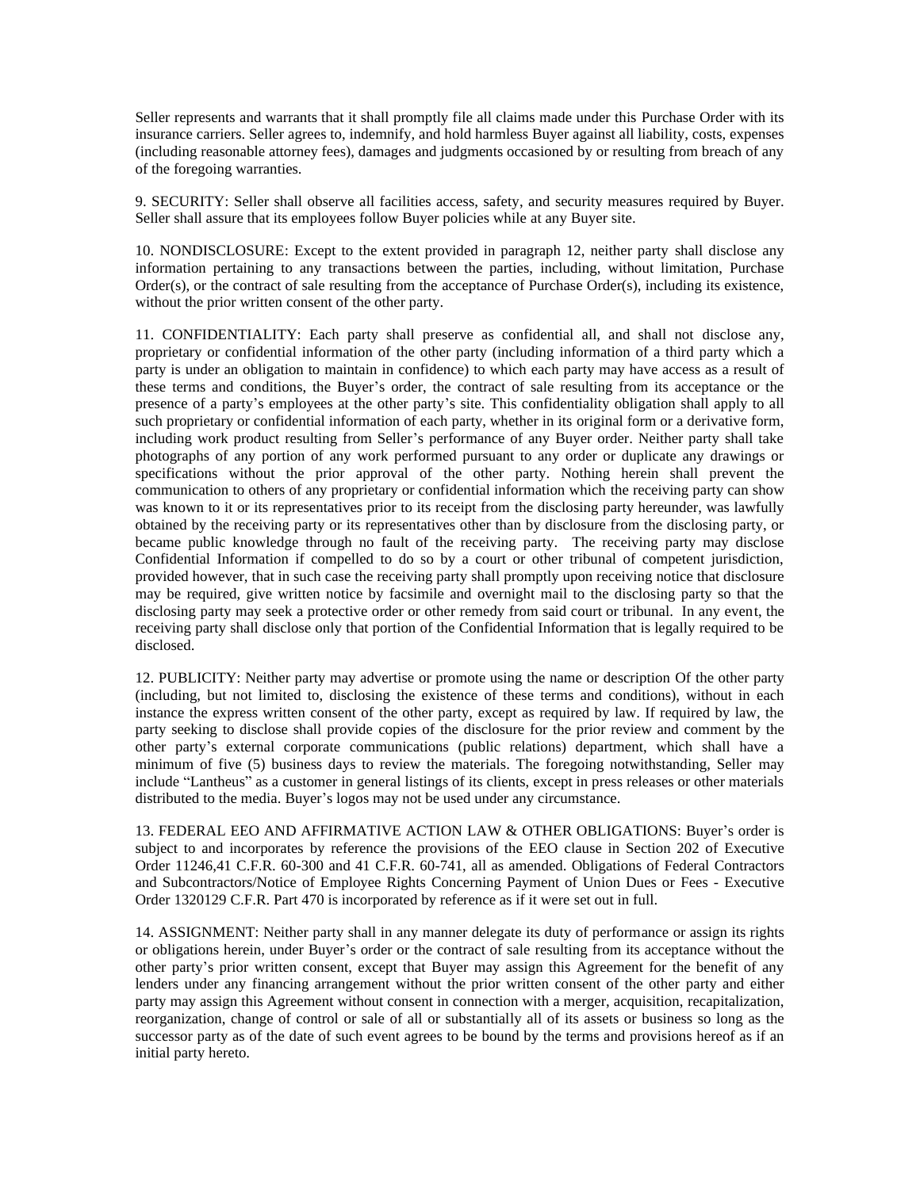Seller represents and warrants that it shall promptly file all claims made under this Purchase Order with its insurance carriers. Seller agrees to, indemnify, and hold harmless Buyer against all liability, costs, expenses (including reasonable attorney fees), damages and judgments occasioned by or resulting from breach of any of the foregoing warranties.

9. SECURITY: Seller shall observe all facilities access, safety, and security measures required by Buyer. Seller shall assure that its employees follow Buyer policies while at any Buyer site.

10. NONDISCLOSURE: Except to the extent provided in paragraph 12, neither party shall disclose any information pertaining to any transactions between the parties, including, without limitation, Purchase Order(s), or the contract of sale resulting from the acceptance of Purchase Order(s), including its existence, without the prior written consent of the other party.

11. CONFIDENTIALITY: Each party shall preserve as confidential all, and shall not disclose any, proprietary or confidential information of the other party (including information of a third party which a party is under an obligation to maintain in confidence) to which each party may have access as a result of these terms and conditions, the Buyer's order, the contract of sale resulting from its acceptance or the presence of a party's employees at the other party's site. This confidentiality obligation shall apply to all such proprietary or confidential information of each party, whether in its original form or a derivative form, including work product resulting from Seller's performance of any Buyer order. Neither party shall take photographs of any portion of any work performed pursuant to any order or duplicate any drawings or specifications without the prior approval of the other party. Nothing herein shall prevent the communication to others of any proprietary or confidential information which the receiving party can show was known to it or its representatives prior to its receipt from the disclosing party hereunder, was lawfully obtained by the receiving party or its representatives other than by disclosure from the disclosing party, or became public knowledge through no fault of the receiving party. The receiving party may disclose Confidential Information if compelled to do so by a court or other tribunal of competent jurisdiction, provided however, that in such case the receiving party shall promptly upon receiving notice that disclosure may be required, give written notice by facsimile and overnight mail to the disclosing party so that the disclosing party may seek a protective order or other remedy from said court or tribunal. In any event, the receiving party shall disclose only that portion of the Confidential Information that is legally required to be disclosed.

12. PUBLICITY: Neither party may advertise or promote using the name or description Of the other party (including, but not limited to, disclosing the existence of these terms and conditions), without in each instance the express written consent of the other party, except as required by law. If required by law, the party seeking to disclose shall provide copies of the disclosure for the prior review and comment by the other party's external corporate communications (public relations) department, which shall have a minimum of five (5) business days to review the materials. The foregoing notwithstanding, Seller may include "Lantheus" as a customer in general listings of its clients, except in press releases or other materials distributed to the media. Buyer's logos may not be used under any circumstance.

13. FEDERAL EEO AND AFFIRMATIVE ACTION LAW & OTHER OBLIGATIONS: Buyer's order is subject to and incorporates by reference the provisions of the EEO clause in Section 202 of Executive Order 11246,41 C.F.R. 60-300 and 41 C.F.R. 60-741, all as amended. Obligations of Federal Contractors and Subcontractors/Notice of Employee Rights Concerning Payment of Union Dues or Fees - Executive Order 1320129 C.F.R. Part 470 is incorporated by reference as if it were set out in full.

14. ASSIGNMENT: Neither party shall in any manner delegate its duty of performance or assign its rights or obligations herein, under Buyer's order or the contract of sale resulting from its acceptance without the other party's prior written consent, except that Buyer may assign this Agreement for the benefit of any lenders under any financing arrangement without the prior written consent of the other party and either party may assign this Agreement without consent in connection with a merger, acquisition, recapitalization, reorganization, change of control or sale of all or substantially all of its assets or business so long as the successor party as of the date of such event agrees to be bound by the terms and provisions hereof as if an initial party hereto.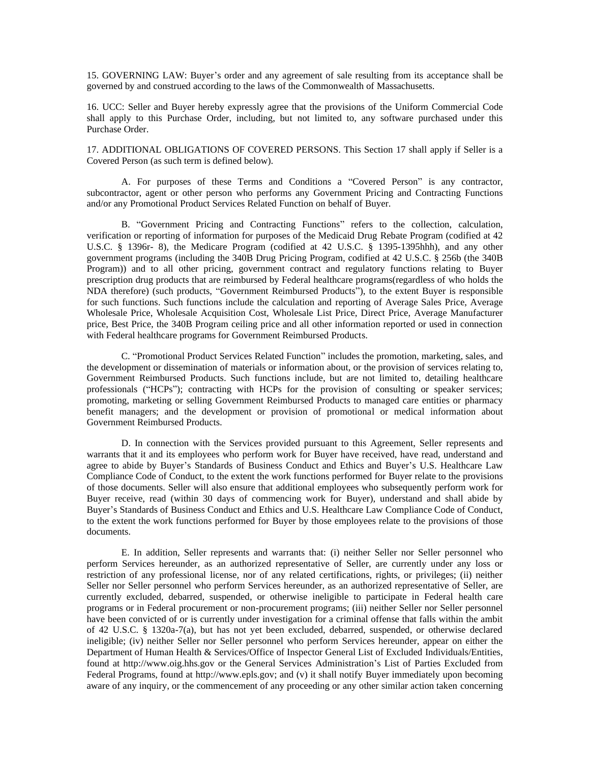15. GOVERNING LAW: Buyer's order and any agreement of sale resulting from its acceptance shall be governed by and construed according to the laws of the Commonwealth of Massachusetts.

16. UCC: Seller and Buyer hereby expressly agree that the provisions of the Uniform Commercial Code shall apply to this Purchase Order, including, but not limited to, any software purchased under this Purchase Order.

17. ADDITIONAL OBLIGATIONS OF COVERED PERSONS. This Section 17 shall apply if Seller is a Covered Person (as such term is defined below).

A. For purposes of these Terms and Conditions a "Covered Person" is any contractor, subcontractor, agent or other person who performs any Government Pricing and Contracting Functions and/or any Promotional Product Services Related Function on behalf of Buyer.

B. "Government Pricing and Contracting Functions" refers to the collection, calculation, verification or reporting of information for purposes of the Medicaid Drug Rebate Program (codified at 42 U.S.C. § 1396r- 8), the Medicare Program (codified at 42 U.S.C. § 1395-1395hhh), and any other government programs (including the 340B Drug Pricing Program, codified at 42 U.S.C. § 256b (the 340B Program)) and to all other pricing, government contract and regulatory functions relating to Buyer prescription drug products that are reimbursed by Federal healthcare programs(regardless of who holds the NDA therefore) (such products, "Government Reimbursed Products"), to the extent Buyer is responsible for such functions. Such functions include the calculation and reporting of Average Sales Price, Average Wholesale Price, Wholesale Acquisition Cost, Wholesale List Price, Direct Price, Average Manufacturer price, Best Price, the 340B Program ceiling price and all other information reported or used in connection with Federal healthcare programs for Government Reimbursed Products.

C. "Promotional Product Services Related Function" includes the promotion, marketing, sales, and the development or dissemination of materials or information about, or the provision of services relating to, Government Reimbursed Products. Such functions include, but are not limited to, detailing healthcare professionals ("HCPs"); contracting with HCPs for the provision of consulting or speaker services; promoting, marketing or selling Government Reimbursed Products to managed care entities or pharmacy benefit managers; and the development or provision of promotional or medical information about Government Reimbursed Products.

D. In connection with the Services provided pursuant to this Agreement, Seller represents and warrants that it and its employees who perform work for Buyer have received, have read, understand and agree to abide by Buyer's Standards of Business Conduct and Ethics and Buyer's U.S. Healthcare Law Compliance Code of Conduct, to the extent the work functions performed for Buyer relate to the provisions of those documents. Seller will also ensure that additional employees who subsequently perform work for Buyer receive, read (within 30 days of commencing work for Buyer), understand and shall abide by Buyer's Standards of Business Conduct and Ethics and U.S. Healthcare Law Compliance Code of Conduct, to the extent the work functions performed for Buyer by those employees relate to the provisions of those documents.

E. In addition, Seller represents and warrants that: (i) neither Seller nor Seller personnel who perform Services hereunder, as an authorized representative of Seller, are currently under any loss or restriction of any professional license, nor of any related certifications, rights, or privileges; (ii) neither Seller nor Seller personnel who perform Services hereunder, as an authorized representative of Seller, are currently excluded, debarred, suspended, or otherwise ineligible to participate in Federal health care programs or in Federal procurement or non-procurement programs; (iii) neither Seller nor Seller personnel have been convicted of or is currently under investigation for a criminal offense that falls within the ambit of 42 U.S.C. § 1320a-7(a), but has not yet been excluded, debarred, suspended, or otherwise declared ineligible; (iv) neither Seller nor Seller personnel who perform Services hereunder, appear on either the Department of Human Health & Services/Office of Inspector General List of Excluded Individuals/Entities, found at http://www.oig.hhs.gov or the General Services Administration's List of Parties Excluded from Federal Programs, found at http://www.epls.gov; and (v) it shall notify Buyer immediately upon becoming aware of any inquiry, or the commencement of any proceeding or any other similar action taken concerning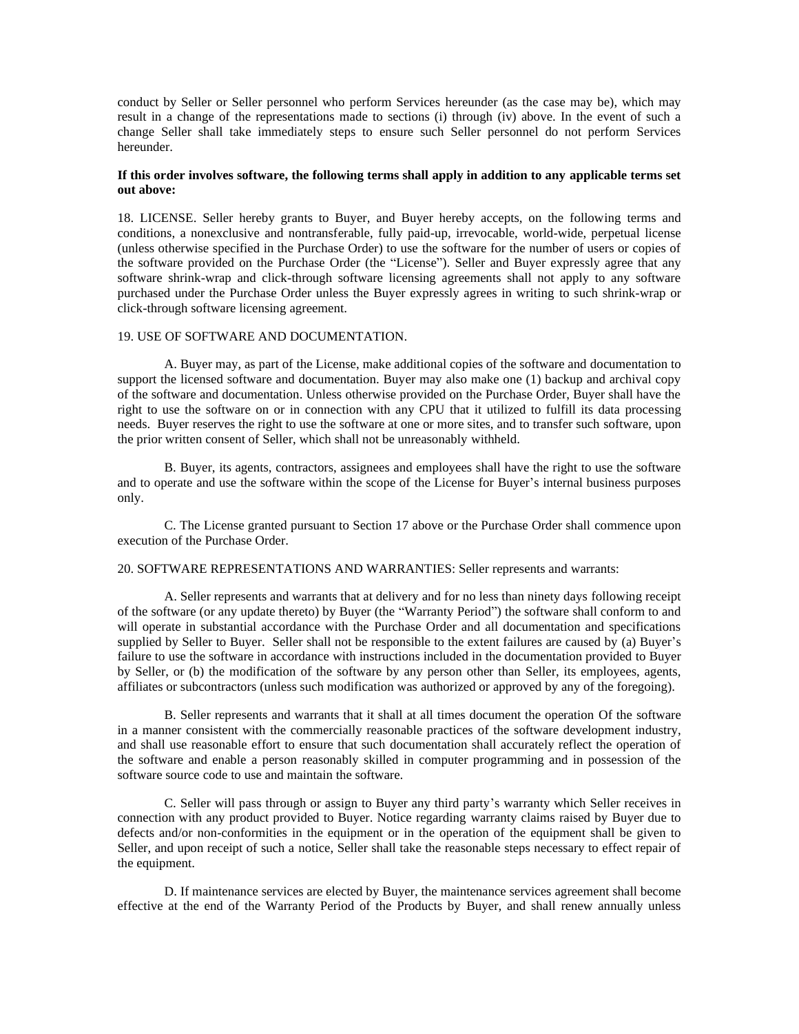conduct by Seller or Seller personnel who perform Services hereunder (as the case may be), which may result in a change of the representations made to sections (i) through (iv) above. In the event of such a change Seller shall take immediately steps to ensure such Seller personnel do not perform Services hereunder.

**If this order involves software, the following terms shall apply in addition to any applicable terms set out above:**

18. LICENSE. Seller hereby grants to Buyer, and Buyer hereby accepts, on the following terms and conditions, a nonexclusive and nontransferable, fully paid-up, irrevocable, world-wide, perpetual license (unless otherwise specified in the Purchase Order) to use the software for the number of users or copies of the software provided on the Purchase Order (the "License"). Seller and Buyer expressly agree that any software shrink-wrap and click-through software licensing agreements shall not apply to any software purchased under the Purchase Order unless the Buyer expressly agrees in writing to such shrink-wrap or click-through software licensing agreement.

19. USE OF SOFTWARE AND DOCUMENTATION.

A. Buyer may, as part of the License, make additional copies of the software and documentation to support the licensed software and documentation. Buyer may also make one (1) backup and archival copy of the software and documentation. Unless otherwise provided on the Purchase Order, Buyer shall have the right to use the software on or in connection with any CPU that it utilized to fulfill its data processing needs. Buyer reserves the right to use the software at one or more sites, and to transfer such software, upon the prior written consent of Seller, which shall not be unreasonably withheld.

B. Buyer, its agents, contractors, assignees and employees shall have the right to use the software and to operate and use the software within the scope of the License for Buyer's internal business purposes only.

C. The License granted pursuant to Section 17 above or the Purchase Order shall commence upon execution of the Purchase Order.

20. SOFTWARE REPRESENTATIONS AND WARRANTIES: Seller represents and warrants:

A. Seller represents and warrants that at delivery and for no less than ninety days following receipt of the software (or any update thereto) by Buyer (the "Warranty Period") the software shall conform to and will operate in substantial accordance with the Purchase Order and all documentation and specifications supplied by Seller to Buyer. Seller shall not be responsible to the extent failures are caused by (a) Buyer's failure to use the software in accordance with instructions included in the documentation provided to Buyer by Seller, or (b) the modification of the software by any person other than Seller, its employees, agents, affiliates or subcontractors (unless such modification was authorized or approved by any of the foregoing).

B. Seller represents and warrants that it shall at all times document the operation Of the software in a manner consistent with the commercially reasonable practices of the software development industry, and shall use reasonable effort to ensure that such documentation shall accurately reflect the operation of the software and enable a person reasonably skilled in computer programming and in possession of the software source code to use and maintain the software.

C. Seller will pass through or assign to Buyer any third party's warranty which Seller receives in connection with any product provided to Buyer. Notice regarding warranty claims raised by Buyer due to defects and/or non-conformities in the equipment or in the operation of the equipment shall be given to Seller, and upon receipt of such a notice, Seller shall take the reasonable steps necessary to effect repair of the equipment.

D. If maintenance services are elected by Buyer, the maintenance services agreement shall become effective at the end of the Warranty Period of the Products by Buyer, and shall renew annually unless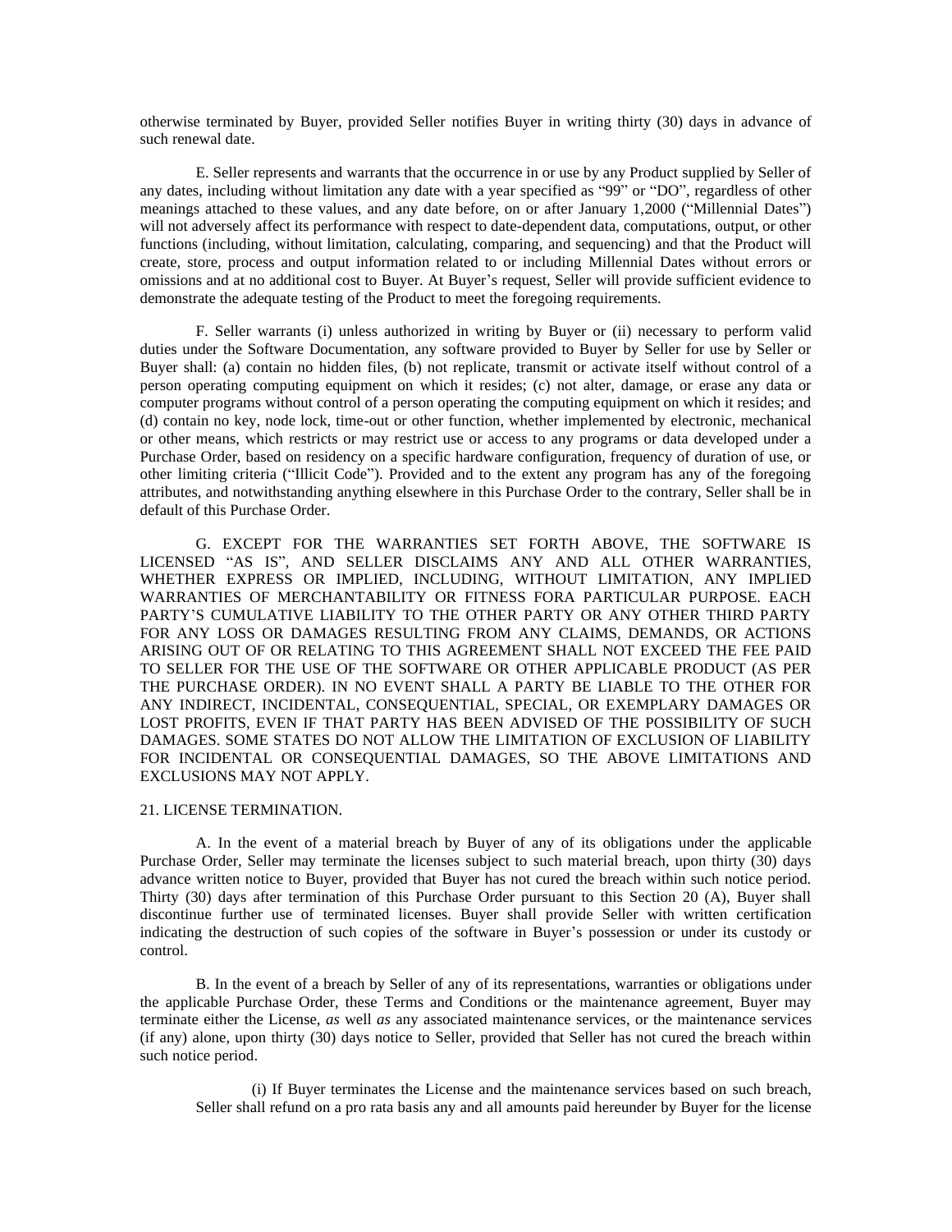otherwise terminated by Buyer, provided Seller notifies Buyer in writing thirty (30) days in advance of such renewal date.

E. Seller represents and warrants that the occurrence in or use by any Product supplied by Seller of any dates, including without limitation any date with a year specified as "99" or "DO", regardless of other meanings attached to these values, and any date before, on or after January 1,2000 ("Millennial Dates") will not adversely affect its performance with respect to date-dependent data, computations, output, or other functions (including, without limitation, calculating, comparing, and sequencing) and that the Product will create, store, process and output information related to or including Millennial Dates without errors or omissions and at no additional cost to Buyer. At Buyer's request, Seller will provide sufficient evidence to demonstrate the adequate testing of the Product to meet the foregoing requirements.

F. Seller warrants (i) unless authorized in writing by Buyer or (ii) necessary to perform valid duties under the Software Documentation, any software provided to Buyer by Seller for use by Seller or Buyer shall: (a) contain no hidden files, (b) not replicate, transmit or activate itself without control of a person operating computing equipment on which it resides; (c) not alter, damage, or erase any data or computer programs without control of a person operating the computing equipment on which it resides; and (d) contain no key, node lock, time-out or other function, whether implemented by electronic, mechanical or other means, which restricts or may restrict use or access to any programs or data developed under a Purchase Order, based on residency on a specific hardware configuration, frequency of duration of use, or other limiting criteria ("Illicit Code"). Provided and to the extent any program has any of the foregoing attributes, and notwithstanding anything elsewhere in this Purchase Order to the contrary, Seller shall be in default of this Purchase Order.

G. EXCEPT FOR THE WARRANTIES SET FORTH ABOVE, THE SOFTWARE IS LICENSED "AS IS", AND SELLER DISCLAIMS ANY AND ALL OTHER WARRANTIES, WHETHER EXPRESS OR IMPLIED, INCLUDING, WITHOUT LIMITATION, ANY IMPLIED WARRANTIES OF MERCHANTABILITY OR FITNESS FORA PARTICULAR PURPOSE. EACH PARTY'S CUMULATIVE LIABILITY TO THE OTHER PARTY OR ANY OTHER THIRD PARTY FOR ANY LOSS OR DAMAGES RESULTING FROM ANY CLAIMS, DEMANDS, OR ACTIONS ARISING OUT OF OR RELATING TO THIS AGREEMENT SHALL NOT EXCEED THE FEE PAID TO SELLER FOR THE USE OF THE SOFTWARE OR OTHER APPLICABLE PRODUCT (AS PER THE PURCHASE ORDER). IN NO EVENT SHALL A PARTY BE LIABLE TO THE OTHER FOR ANY INDIRECT, INCIDENTAL, CONSEQUENTIAL, SPECIAL, OR EXEMPLARY DAMAGES OR LOST PROFITS, EVEN IF THAT PARTY HAS BEEN ADVISED OF THE POSSIBILITY OF SUCH DAMAGES. SOME STATES DO NOT ALLOW THE LIMITATION OF EXCLUSION OF LIABILITY FOR INCIDENTAL OR CONSEQUENTIAL DAMAGES, SO THE ABOVE LIMITATIONS AND EXCLUSIONS MAY NOT APPLY.

21. LICENSE TERMINATION.

A. In the event of a material breach by Buyer of any of its obligations under the applicable Purchase Order, Seller may terminate the licenses subject to such material breach, upon thirty (30) days advance written notice to Buyer, provided that Buyer has not cured the breach within such notice period. Thirty (30) days after termination of this Purchase Order pursuant to this Section 20 (A), Buyer shall discontinue further use of terminated licenses. Buyer shall provide Seller with written certification indicating the destruction of such copies of the software in Buyer's possession or under its custody or control.

B. In the event of a breach by Seller of any of its representations, warranties or obligations under the applicable Purchase Order, these Terms and Conditions or the maintenance agreement, Buyer may terminate either the License, *as* well *as* any associated maintenance services, or the maintenance services (if any) alone, upon thirty (30) days notice to Seller, provided that Seller has not cured the breach within such notice period.

(i) If Buyer terminates the License and the maintenance services based on such breach, Seller shall refund on a pro rata basis any and all amounts paid hereunder by Buyer for the license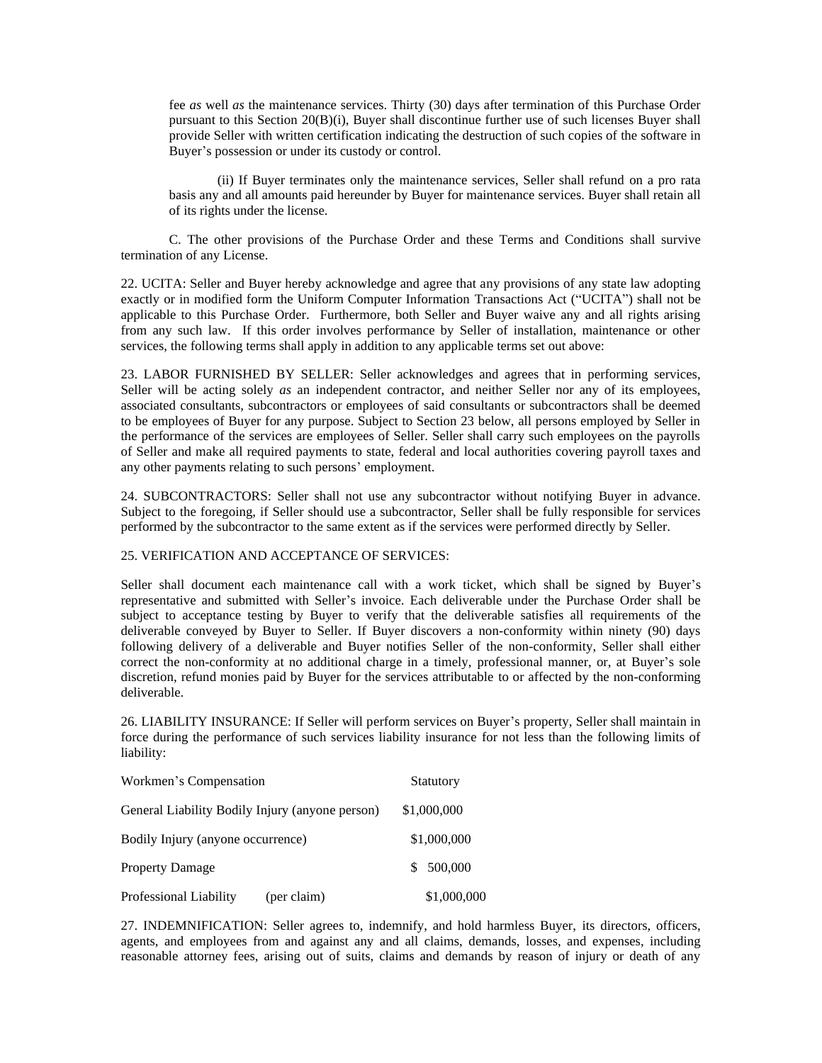fee *as* well *as* the maintenance services. Thirty (30) days after termination of this Purchase Order pursuant to this Section 20(B)(i), Buyer shall discontinue further use of such licenses Buyer shall provide Seller with written certification indicating the destruction of such copies of the software in Buyer's possession or under its custody or control.

(ii) If Buyer terminates only the maintenance services, Seller shall refund on a pro rata basis any and all amounts paid hereunder by Buyer for maintenance services. Buyer shall retain all of its rights under the license.

C. The other provisions of the Purchase Order and these Terms and Conditions shall survive termination of any License.

22. UCITA: Seller and Buyer hereby acknowledge and agree that any provisions of any state law adopting exactly or in modified form the Uniform Computer Information Transactions Act ("UCITA") shall not be applicable to this Purchase Order. Furthermore, both Seller and Buyer waive any and all rights arising from any such law. If this order involves performance by Seller of installation, maintenance or other services, the following terms shall apply in addition to any applicable terms set out above:

23. LABOR FURNISHED BY SELLER: Seller acknowledges and agrees that in performing services, Seller will be acting solely *as* an independent contractor, and neither Seller nor any of its employees, associated consultants, subcontractors or employees of said consultants or subcontractors shall be deemed to be employees of Buyer for any purpose. Subject to Section 23 below, all persons employed by Seller in the performance of the services are employees of Seller. Seller shall carry such employees on the payrolls of Seller and make all required payments to state, federal and local authorities covering payroll taxes and any other payments relating to such persons' employment.

24. SUBCONTRACTORS: Seller shall not use any subcontractor without notifying Buyer in advance. Subject to the foregoing, if Seller should use a subcontractor, Seller shall be fully responsible for services performed by the subcontractor to the same extent as if the services were performed directly by Seller.

25. VERIFICATION AND ACCEPTANCE OF SERVICES:

Seller shall document each maintenance call with a work ticket, which shall be signed by Buyer's representative and submitted with Seller's invoice. Each deliverable under the Purchase Order shall be subject to acceptance testing by Buyer to verify that the deliverable satisfies all requirements of the deliverable conveyed by Buyer to Seller. If Buyer discovers a non-conformity within ninety (90) days following delivery of a deliverable and Buyer notifies Seller of the non-conformity, Seller shall either correct the non-conformity at no additional charge in a timely, professional manner, or, at Buyer's sole discretion, refund monies paid by Buyer for the services attributable to or affected by the non-conforming deliverable.

26. LIABILITY INSURANCE: If Seller will perform services on Buyer's property, Seller shall maintain in force during the performance of such services liability insurance for not less than the following limits of liability:

| | |
|---|---|
| Workmen's Compensation | Statutory |
| General Liability Bodily Injury (anyone person) | $1,000,000 |
| Bodily Injury (anyone occurrence) | $1,000,000 |
| Property Damage | $ 500,000 |
| Professional Liability (per claim) | $1,000,000 |

27. INDEMNIFICATION: Seller agrees to, indemnify, and hold harmless Buyer, its directors, officers, agents, and employees from and against any and all claims, demands, losses, and expenses, including reasonable attorney fees, arising out of suits, claims and demands by reason of injury or death of any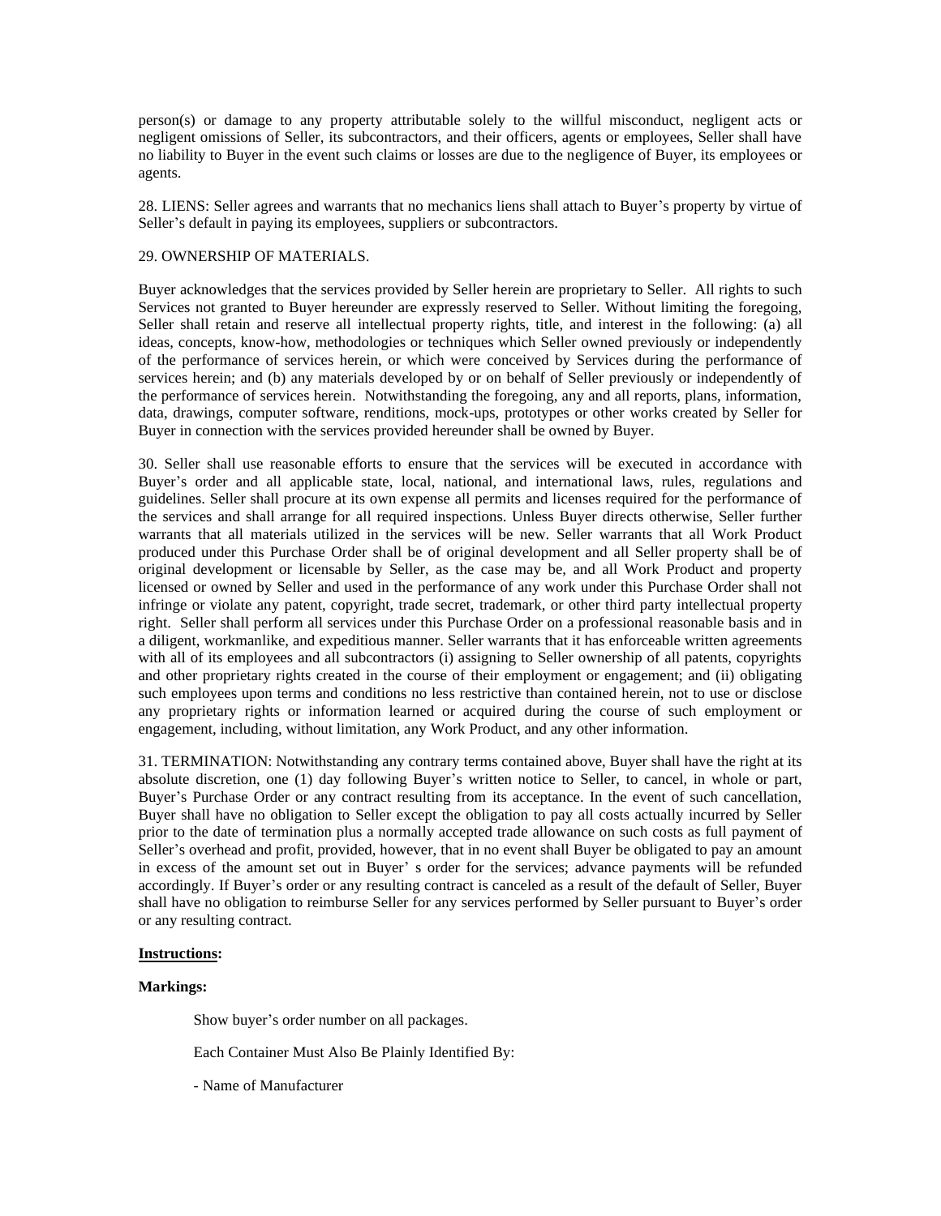person(s) or damage to any property attributable solely to the willful misconduct, negligent acts or negligent omissions of Seller, its subcontractors, and their officers, agents or employees, Seller shall have no liability to Buyer in the event such claims or losses are due to the negligence of Buyer, its employees or agents.

28. LIENS: Seller agrees and warrants that no mechanics liens shall attach to Buyer's property by virtue of Seller's default in paying its employees, suppliers or subcontractors.

29. OWNERSHIP OF MATERIALS.

Buyer acknowledges that the services provided by Seller herein are proprietary to Seller. All rights to such Services not granted to Buyer hereunder are expressly reserved to Seller. Without limiting the foregoing, Seller shall retain and reserve all intellectual property rights, title, and interest in the following: (a) all ideas, concepts, know-how, methodologies or techniques which Seller owned previously or independently of the performance of services herein, or which were conceived by Services during the performance of services herein; and (b) any materials developed by or on behalf of Seller previously or independently of the performance of services herein. Notwithstanding the foregoing, any and all reports, plans, information, data, drawings, computer software, renditions, mock-ups, prototypes or other works created by Seller for Buyer in connection with the services provided hereunder shall be owned by Buyer.

30. Seller shall use reasonable efforts to ensure that the services will be executed in accordance with Buyer's order and all applicable state, local, national, and international laws, rules, regulations and guidelines. Seller shall procure at its own expense all permits and licenses required for the performance of the services and shall arrange for all required inspections. Unless Buyer directs otherwise, Seller further warrants that all materials utilized in the services will be new. Seller warrants that all Work Product produced under this Purchase Order shall be of original development and all Seller property shall be of original development or licensable by Seller, as the case may be, and all Work Product and property licensed or owned by Seller and used in the performance of any work under this Purchase Order shall not infringe or violate any patent, copyright, trade secret, trademark, or other third party intellectual property right. Seller shall perform all services under this Purchase Order on a professional reasonable basis and in a diligent, workmanlike, and expeditious manner. Seller warrants that it has enforceable written agreements with all of its employees and all subcontractors (i) assigning to Seller ownership of all patents, copyrights and other proprietary rights created in the course of their employment or engagement; and (ii) obligating such employees upon terms and conditions no less restrictive than contained herein, not to use or disclose any proprietary rights or information learned or acquired during the course of such employment or engagement, including, without limitation, any Work Product, and any other information.

31. TERMINATION: Notwithstanding any contrary terms contained above, Buyer shall have the right at its absolute discretion, one (1) day following Buyer's written notice to Seller, to cancel, in whole or part, Buyer's Purchase Order or any contract resulting from its acceptance. In the event of such cancellation, Buyer shall have no obligation to Seller except the obligation to pay all costs actually incurred by Seller prior to the date of termination plus a normally accepted trade allowance on such costs as full payment of Seller's overhead and profit, provided, however, that in no event shall Buyer be obligated to pay an amount in excess of the amount set out in Buyer' s order for the services; advance payments will be refunded accordingly. If Buyer's order or any resulting contract is canceled as a result of the default of Seller, Buyer shall have no obligation to reimburse Seller for any services performed by Seller pursuant to Buyer's order or any resulting contract.

**Instructions:**

**Markings:**

Show buyer's order number on all packages.

Each Container Must Also Be Plainly Identified By:

- Name of Manufacturer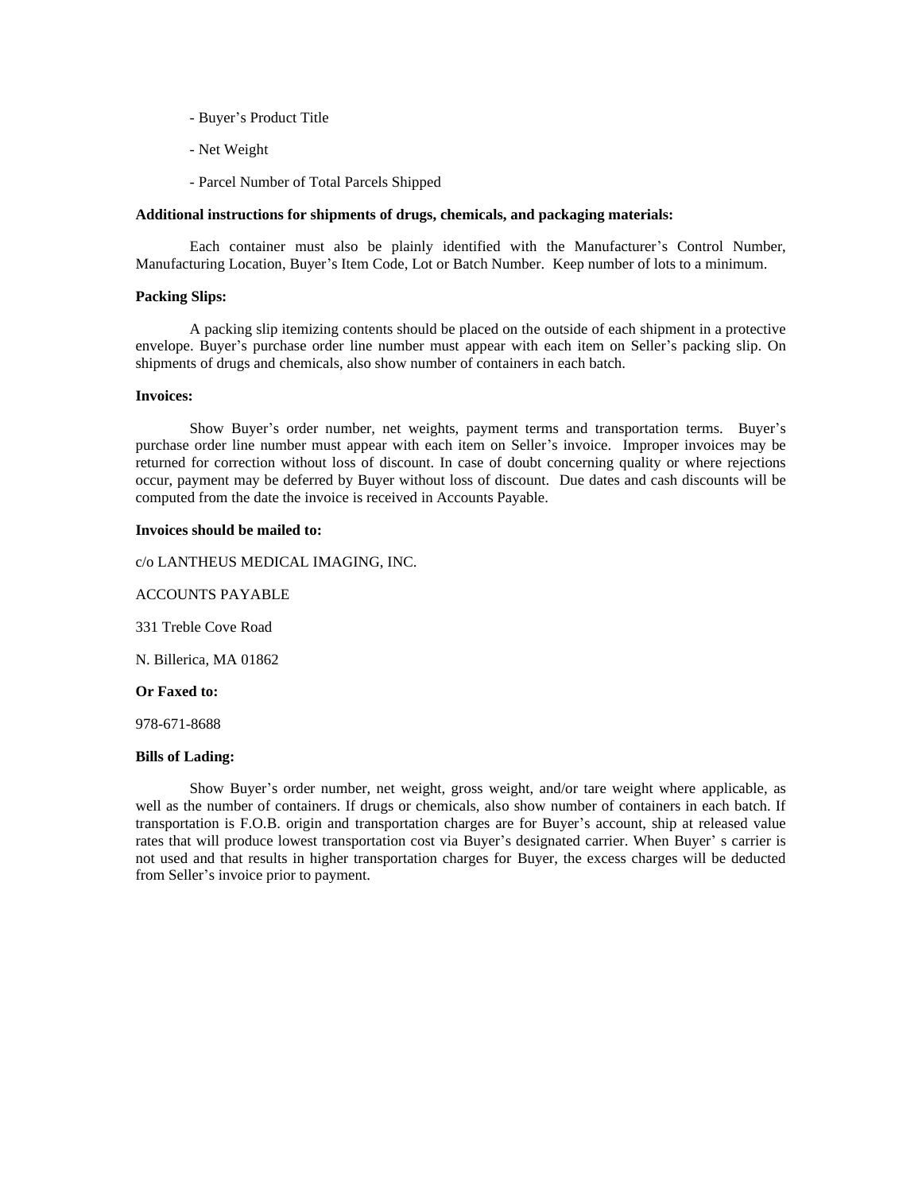- Buyer's Product Title

- Net Weight

- Parcel Number of Total Parcels Shipped

**Additional instructions for shipments of drugs, chemicals, and packaging materials:**

Each container must also be plainly identified with the Manufacturer's Control Number, Manufacturing Location, Buyer's Item Code, Lot or Batch Number. Keep number of lots to a minimum.

**Packing Slips:**

A packing slip itemizing contents should be placed on the outside of each shipment in a protective envelope. Buyer's purchase order line number must appear with each item on Seller's packing slip. On shipments of drugs and chemicals, also show number of containers in each batch.

**Invoices:**

Show Buyer's order number, net weights, payment terms and transportation terms. Buyer's purchase order line number must appear with each item on Seller's invoice. Improper invoices may be returned for correction without loss of discount. In case of doubt concerning quality or where rejections occur, payment may be deferred by Buyer without loss of discount. Due dates and cash discounts will be computed from the date the invoice is received in Accounts Payable.

**Invoices should be mailed to:**

c/o LANTHEUS MEDICAL IMAGING, INC.

ACCOUNTS PAYABLE

331 Treble Cove Road

N. Billerica, MA 01862

**Or Faxed to:**

978-671-8688

**Bills of Lading:**

Show Buyer's order number, net weight, gross weight, and/or tare weight where applicable, as well as the number of containers. If drugs or chemicals, also show number of containers in each batch. If transportation is F.O.B. origin and transportation charges are for Buyer's account, ship at released value rates that will produce lowest transportation cost via Buyer's designated carrier. When Buyer' s carrier is not used and that results in higher transportation charges for Buyer, the excess charges will be deducted from Seller's invoice prior to payment.